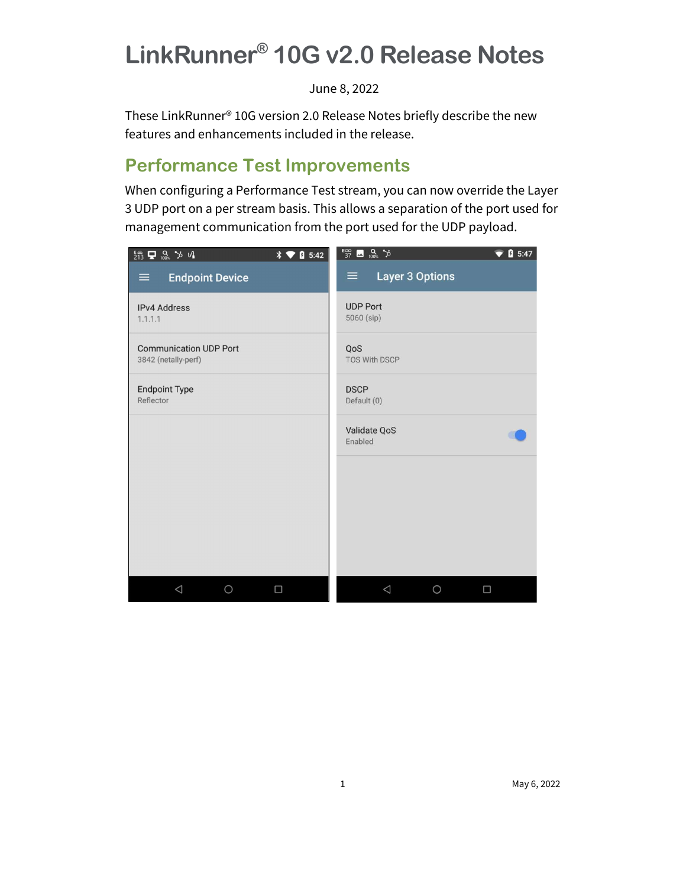# LinkRunner® 10G v2.0 Release Notes

June 8, 2022

These LinkRunner® 10G version 2.0 Release Notes briefly describe the new features and enhancements included in the release.

## Performance Test Improvements

When configuring a Performance Test stream, you can now override the Layer 3 UDP port on a per stream basis. This allows a separation of the port used for management communication from the port used for the UDP payload.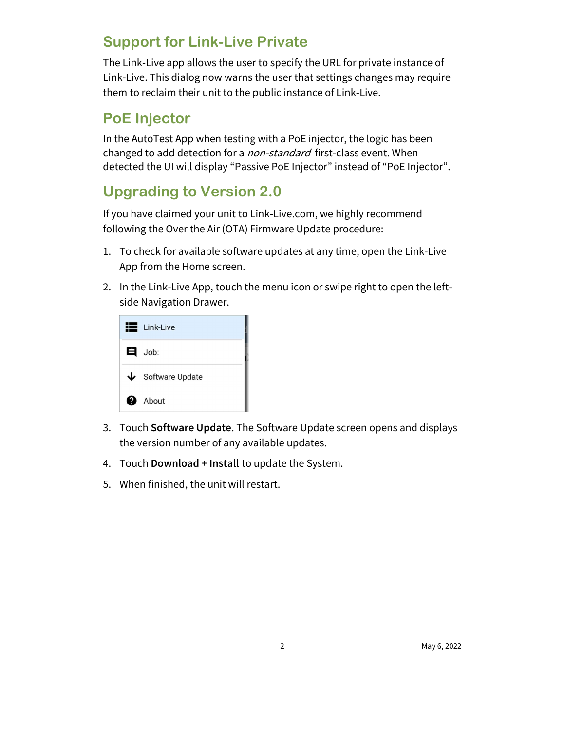## Support for Link-Live Private

The Link-Live app allows the user to specify the URL for private instance of Link-Live. This dialog now warns the user that settings changes may require them to reclaim their unit to the public instance of Link-Live.

## PoE Injector

In the AutoTest App when testing with a PoE injector, the logic has been changed to add detection for a *non-standard* first-class event. When detected the UI will display "Passive PoE Injector" instead of "PoE Injector".

## Upgrading to Version 2.0

If you have claimed your unit to Link-Live.com, we highly recommend following the Over the Air (OTA) Firmware Update procedure:

1. To check for available software updates at any time, open the Link-Live App from the Home screen.
2. In the Link-Live App, touch the menu icon or swipe right to open the left-side Navigation Drawer.

   Link-Live
   Job:
   Software Update
   About

3. Touch **Software Update**. The Software Update screen opens and displays the version number of any available updates.
4. Touch **Download + Install** to update the System.
5. When finished, the unit will restart.

May 6, 2022